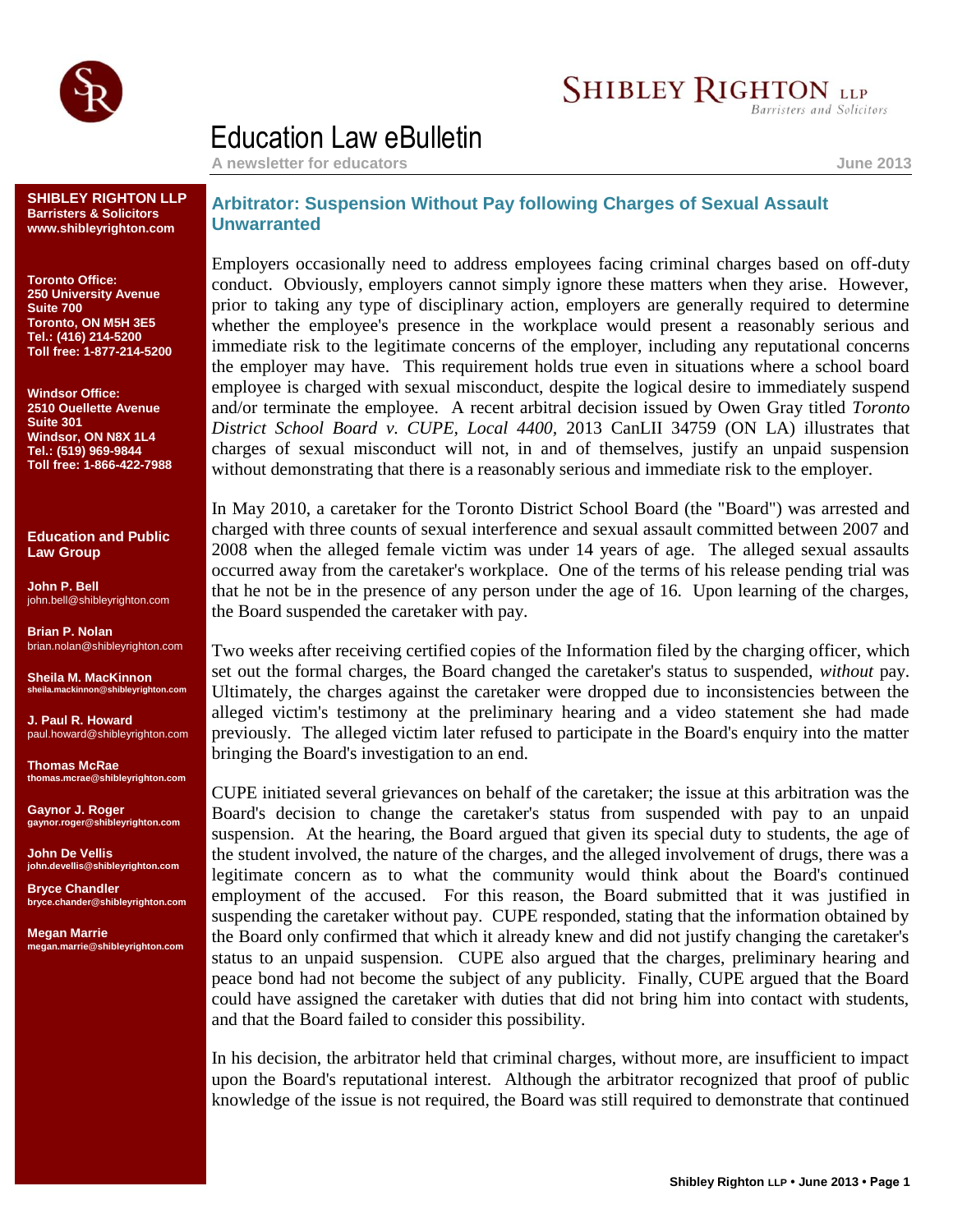# Education Law eBulletin

A newsletter for educators — June 2013

**SHIBLEY RIGHTON LLP**
**Barristers & Solicitors**
**www.shibleyrighton.com**

**Toronto Office:**
**250 University Avenue**
**Suite 700**
**Toronto, ON M5H 3E5**
**Tel.: (416) 214-5200**
**Toll free: 1-877-214-5200**

**Windsor Office:**
**2510 Ouellette Avenue**
**Suite 301**
**Windsor, ON N8X 1L4**
**Tel.: (519) 969-9844**
**Toll free: 1-866-422-7988**

**Education and Public Law Group**

**John P. Bell**
john.bell@shibleyrighton.com

**Brian P. Nolan**
brian.nolan@shibleyrighton.com

**Sheila M. MacKinnon**
sheila.mackinnon@shibleyrighton.com

**J. Paul R. Howard**
paul.howard@shibleyrighton.com

**Thomas McRae**
thomas.mcrae@shibleyrighton.com

**Gaynor J. Roger**
gaynor.roger@shibleyrighton.com

**John De Vellis**
john.devellis@shibleyrighton.com

**Bryce Chandler**
bryce.chander@shibleyrighton.com

**Megan Marrie**
megan.marrie@shibleyrighton.com

## Arbitrator: Suspension Without Pay following Charges of Sexual Assault Unwarranted

Employers occasionally need to address employees facing criminal charges based on off-duty conduct. Obviously, employers cannot simply ignore these matters when they arise. However, prior to taking any type of disciplinary action, employers are generally required to determine whether the employee's presence in the workplace would present a reasonably serious and immediate risk to the legitimate concerns of the employer, including any reputational concerns the employer may have. This requirement holds true even in situations where a school board employee is charged with sexual misconduct, despite the logical desire to immediately suspend and/or terminate the employee. A recent arbitral decision issued by Owen Gray titled *Toronto District School Board v. CUPE, Local 4400*, 2013 CanLII 34759 (ON LA) illustrates that charges of sexual misconduct will not, in and of themselves, justify an unpaid suspension without demonstrating that there is a reasonably serious and immediate risk to the employer.

In May 2010, a caretaker for the Toronto District School Board (the "Board") was arrested and charged with three counts of sexual interference and sexual assault committed between 2007 and 2008 when the alleged female victim was under 14 years of age. The alleged sexual assaults occurred away from the caretaker's workplace. One of the terms of his release pending trial was that he not be in the presence of any person under the age of 16. Upon learning of the charges, the Board suspended the caretaker with pay.

Two weeks after receiving certified copies of the Information filed by the charging officer, which set out the formal charges, the Board changed the caretaker's status to suspended, *without* pay. Ultimately, the charges against the caretaker were dropped due to inconsistencies between the alleged victim's testimony at the preliminary hearing and a video statement she had made previously. The alleged victim later refused to participate in the Board's enquiry into the matter bringing the Board's investigation to an end.

CUPE initiated several grievances on behalf of the caretaker; the issue at this arbitration was the Board's decision to change the caretaker's status from suspended with pay to an unpaid suspension. At the hearing, the Board argued that given its special duty to students, the age of the student involved, the nature of the charges, and the alleged involvement of drugs, there was a legitimate concern as to what the community would think about the Board's continued employment of the accused. For this reason, the Board submitted that it was justified in suspending the caretaker without pay. CUPE responded, stating that the information obtained by the Board only confirmed that which it already knew and did not justify changing the caretaker's status to an unpaid suspension. CUPE also argued that the charges, preliminary hearing and peace bond had not become the subject of any publicity. Finally, CUPE argued that the Board could have assigned the caretaker with duties that did not bring him into contact with students, and that the Board failed to consider this possibility.

In his decision, the arbitrator held that criminal charges, without more, are insufficient to impact upon the Board's reputational interest. Although the arbitrator recognized that proof of public knowledge of the issue is not required, the Board was still required to demonstrate that continued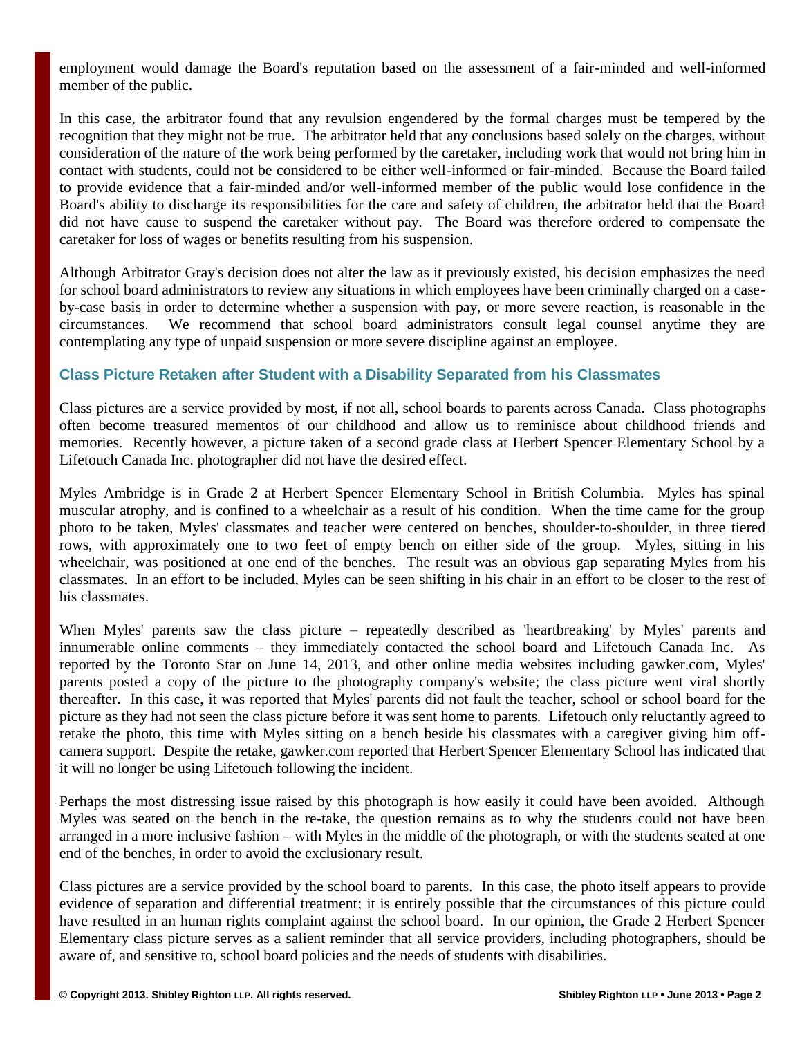employment would damage the Board's reputation based on the assessment of a fair-minded and well-informed member of the public.

In this case, the arbitrator found that any revulsion engendered by the formal charges must be tempered by the recognition that they might not be true. The arbitrator held that any conclusions based solely on the charges, without consideration of the nature of the work being performed by the caretaker, including work that would not bring him in contact with students, could not be considered to be either well-informed or fair-minded. Because the Board failed to provide evidence that a fair-minded and/or well-informed member of the public would lose confidence in the Board's ability to discharge its responsibilities for the care and safety of children, the arbitrator held that the Board did not have cause to suspend the caretaker without pay. The Board was therefore ordered to compensate the caretaker for loss of wages or benefits resulting from his suspension.

Although Arbitrator Gray's decision does not alter the law as it previously existed, his decision emphasizes the need for school board administrators to review any situations in which employees have been criminally charged on a case-by-case basis in order to determine whether a suspension with pay, or more severe reaction, is reasonable in the circumstances. We recommend that school board administrators consult legal counsel anytime they are contemplating any type of unpaid suspension or more severe discipline against an employee.

## Class Picture Retaken after Student with a Disability Separated from his Classmates

Class pictures are a service provided by most, if not all, school boards to parents across Canada. Class photographs often become treasured mementos of our childhood and allow us to reminisce about childhood friends and memories. Recently however, a picture taken of a second grade class at Herbert Spencer Elementary School by a Lifetouch Canada Inc. photographer did not have the desired effect.

Myles Ambridge is in Grade 2 at Herbert Spencer Elementary School in British Columbia. Myles has spinal muscular atrophy, and is confined to a wheelchair as a result of his condition. When the time came for the group photo to be taken, Myles' classmates and teacher were centered on benches, shoulder-to-shoulder, in three tiered rows, with approximately one to two feet of empty bench on either side of the group. Myles, sitting in his wheelchair, was positioned at one end of the benches. The result was an obvious gap separating Myles from his classmates. In an effort to be included, Myles can be seen shifting in his chair in an effort to be closer to the rest of his classmates.

When Myles' parents saw the class picture – repeatedly described as 'heartbreaking' by Myles' parents and innumerable online comments – they immediately contacted the school board and Lifetouch Canada Inc. As reported by the Toronto Star on June 14, 2013, and other online media websites including gawker.com, Myles' parents posted a copy of the picture to the photography company's website; the class picture went viral shortly thereafter. In this case, it was reported that Myles' parents did not fault the teacher, school or school board for the picture as they had not seen the class picture before it was sent home to parents. Lifetouch only reluctantly agreed to retake the photo, this time with Myles sitting on a bench beside his classmates with a caregiver giving him off-camera support. Despite the retake, gawker.com reported that Herbert Spencer Elementary School has indicated that it will no longer be using Lifetouch following the incident.

Perhaps the most distressing issue raised by this photograph is how easily it could have been avoided. Although Myles was seated on the bench in the re-take, the question remains as to why the students could not have been arranged in a more inclusive fashion – with Myles in the middle of the photograph, or with the students seated at one end of the benches, in order to avoid the exclusionary result.

Class pictures are a service provided by the school board to parents. In this case, the photo itself appears to provide evidence of separation and differential treatment; it is entirely possible that the circumstances of this picture could have resulted in an human rights complaint against the school board. In our opinion, the Grade 2 Herbert Spencer Elementary class picture serves as a salient reminder that all service providers, including photographers, should be aware of, and sensitive to, school board policies and the needs of students with disabilities.

**© Copyright 2013. Shibley Righton LLP. All rights reserved.**